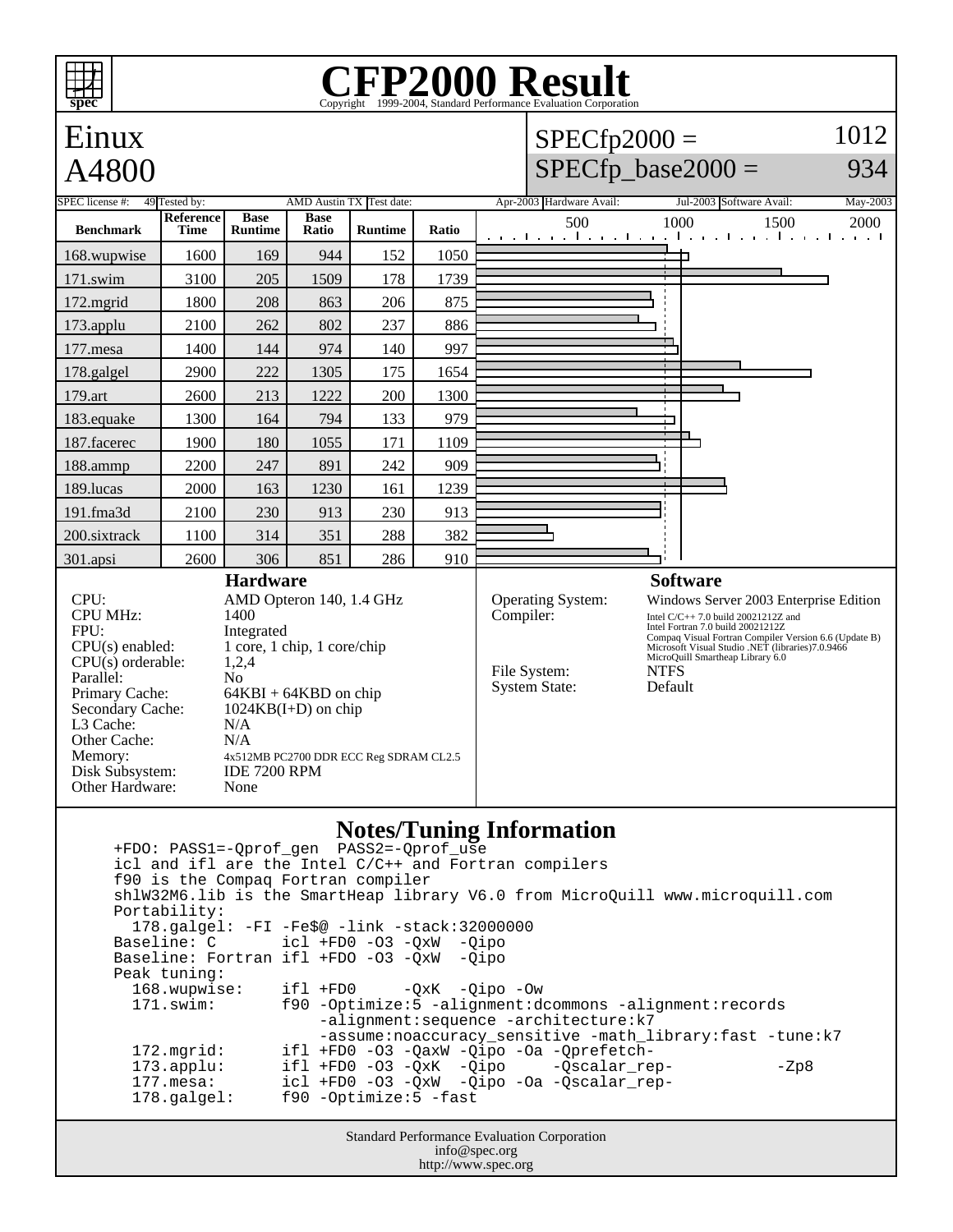# CFP2000 Result

Copyright 1999-2004, Standard Performance Evaluation Corporation

## Einux A4800

SPECfp2000 = 1012

SPECfp_base2000 = 934

SPEC license #: 49 | Tested by: AMD Austin TX | Test date: Apr-2003 | Hardware Avail: Jul-2003 | Software Avail: May-2003

| Benchmark | Reference Time | Base Runtime | Base Ratio | Runtime | Ratio |
|---|---|---|---|---|---|
| 168.wupwise | 1600 | 169 | 944 | 152 | 1050 |
| 171.swim | 3100 | 205 | 1509 | 178 | 1739 |
| 172.mgrid | 1800 | 208 | 863 | 206 | 875 |
| 173.applu | 2100 | 262 | 802 | 237 | 886 |
| 177.mesa | 1400 | 144 | 974 | 140 | 997 |
| 178.galgel | 2900 | 222 | 1305 | 175 | 1654 |
| 179.art | 2600 | 213 | 1222 | 200 | 1300 |
| 183.equake | 1300 | 164 | 794 | 133 | 979 |
| 187.facerec | 1900 | 180 | 1055 | 171 | 1109 |
| 188.ammp | 2200 | 247 | 891 | 242 | 909 |
| 189.lucas | 2000 | 163 | 1230 | 161 | 1239 |
| 191.fma3d | 2100 | 230 | 913 | 230 | 913 |
| 200.sixtrack | 1100 | 314 | 351 | 288 | 382 |
| 301.apsi | 2600 | 306 | 851 | 286 | 910 |

### Hardware

| | |
|---|---|
| CPU: | AMD Opteron 140, 1.4 GHz |
| CPU MHz: | 1400 |
| FPU: | Integrated |
| CPU(s) enabled: | 1 core, 1 chip, 1 core/chip |
| CPU(s) orderable: | 1,2,4 |
| Parallel: | No |
| Primary Cache: | 64KBI + 64KBD on chip |
| Secondary Cache: | 1024KB(I+D) on chip |
| L3 Cache: | N/A |
| Other Cache: | N/A |
| Memory: | 4x512MB PC2700 DDR ECC Reg SDRAM CL2.5 |
| Disk Subsystem: | IDE 7200 RPM |
| Other Hardware: | None |

### Software

| | |
|---|---|
| Operating System: | Windows Server 2003 Enterprise Edition |
| Compiler: | Intel C/C++ 7.0 build 20021212Z and Intel Fortran 7.0 build 20021212Z Compaq Visual Fortran Compiler Version 6.6 (Update B) Microsoft Visual Studio .NET (libraries)7.0.9466 MicroQuill Smartheap Library 6.0 |
| File System: | NTFS |
| System State: | Default |

### Notes/Tuning Information

```
+FDO: PASS1=-Qprof_gen  PASS2=-Qprof_use
icl and ifl are the Intel C/C++ and Fortran compilers
f90 is the Compaq Fortran compiler
shlW32M6.lib is the SmartHeap library V6.0 from MicroQuill www.microquill.com
Portability:
  178.galgel: -FI -Fe$@ -link -stack:32000000
Baseline: C       icl +FD0 -O3 -QxW  -Qipo
Baseline: Fortran ifl +FDO -O3 -QxW  -Qipo
Peak tuning:
  168.wupwise:    ifl +FD0     -QxK  -Qipo -Ow
  171.swim:       f90 -Optimize:5 -alignment:dcommons -alignment:records
                      -alignment:sequence -architecture:k7
                      -assume:noaccuracy_sensitive -math_library:fast -tune:k7
  172.mgrid:      ifl +FD0 -O3 -QaxW -Qipo -Oa -Qprefetch-
  173.applu:      ifl +FD0 -O3 -QxK  -Qipo     -Qscalar_rep-          -Zp8
  177.mesa:       icl +FD0 -O3 -QxW  -Qipo -Oa -Qscalar_rep-
  178.galgel:     f90 -Optimize:5 -fast
```

Standard Performance Evaluation Corporation
info@spec.org
http://www.spec.org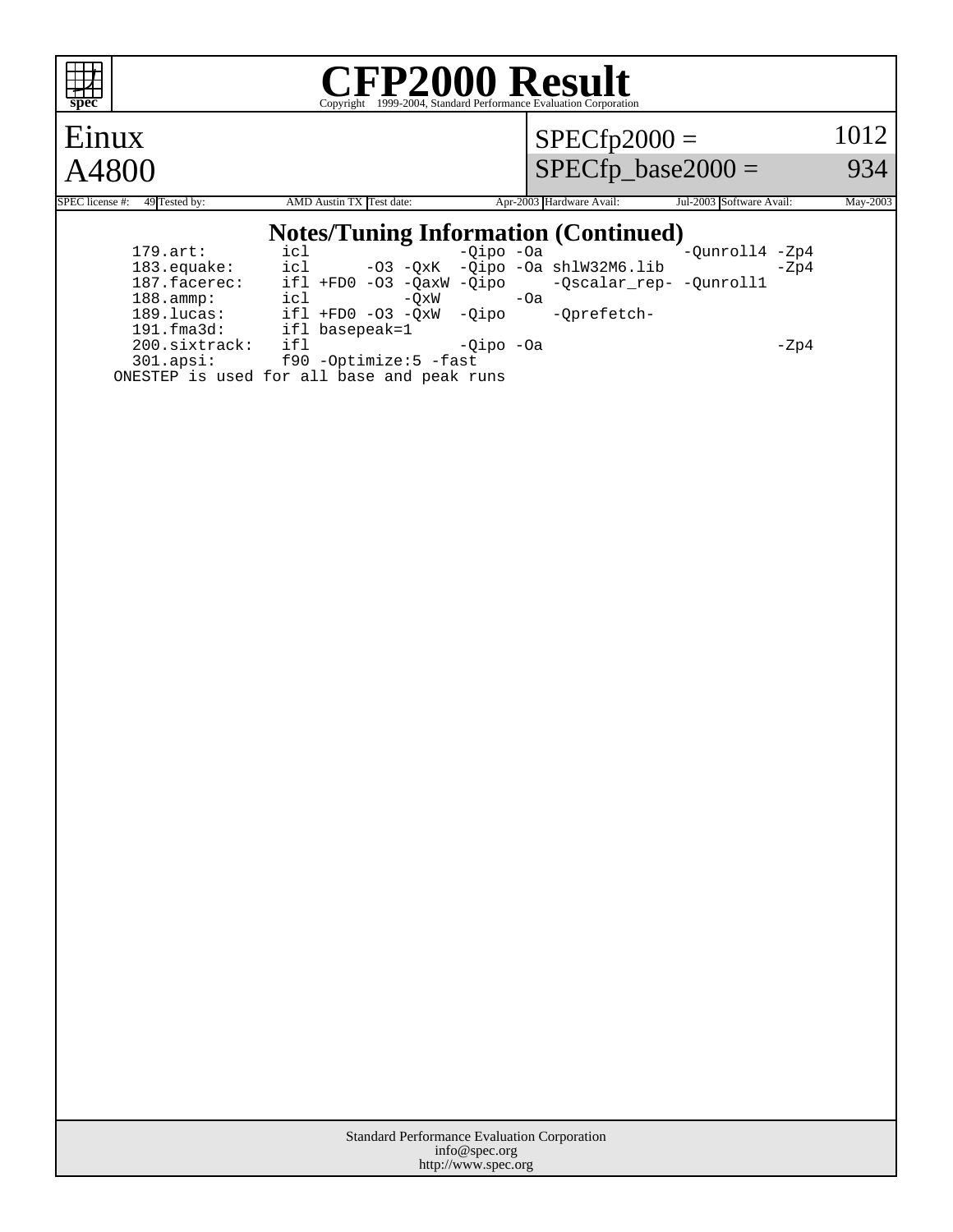# CFP2000 Result

Copyright 1999-2004, Standard Performance Evaluation Corporation

Einux
A4800

SPECfp2000 = 1012
SPECfp_base2000 = 934

| SPEC license #: | 49 | Tested by: | AMD Austin TX | Test date: | Apr-2003 | Hardware Avail: | Jul-2003 | Software Avail: | May-2003 |
|---|---|---|---|---|---|---|---|---|---|

## Notes/Tuning Information (Continued)

```
    179.art:        icl                 -Qipo -Oa               -Qunroll4 -Zp4
    183.equake:     icl      -O3 -QxK  -Qipo -Oa shlW32M6.lib            -Zp4
    187.facerec:    ifl +FD0 -O3 -QaxW -Qipo     -Qscalar_rep- -Qunroll1
    188.ammp:       icl           -QxW        -Oa
    189.lucas:      ifl +FD0 -O3 -QxW  -Qipo     -Qprefetch-
    191.fma3d:      ifl basepeak=1
    200.sixtrack:   ifl                 -Qipo -Oa                        -Zp4
    301.apsi:       f90 -Optimize:5 -fast
  ONESTEP is used for all base and peak runs
```

Standard Performance Evaluation Corporation
info@spec.org
http://www.spec.org